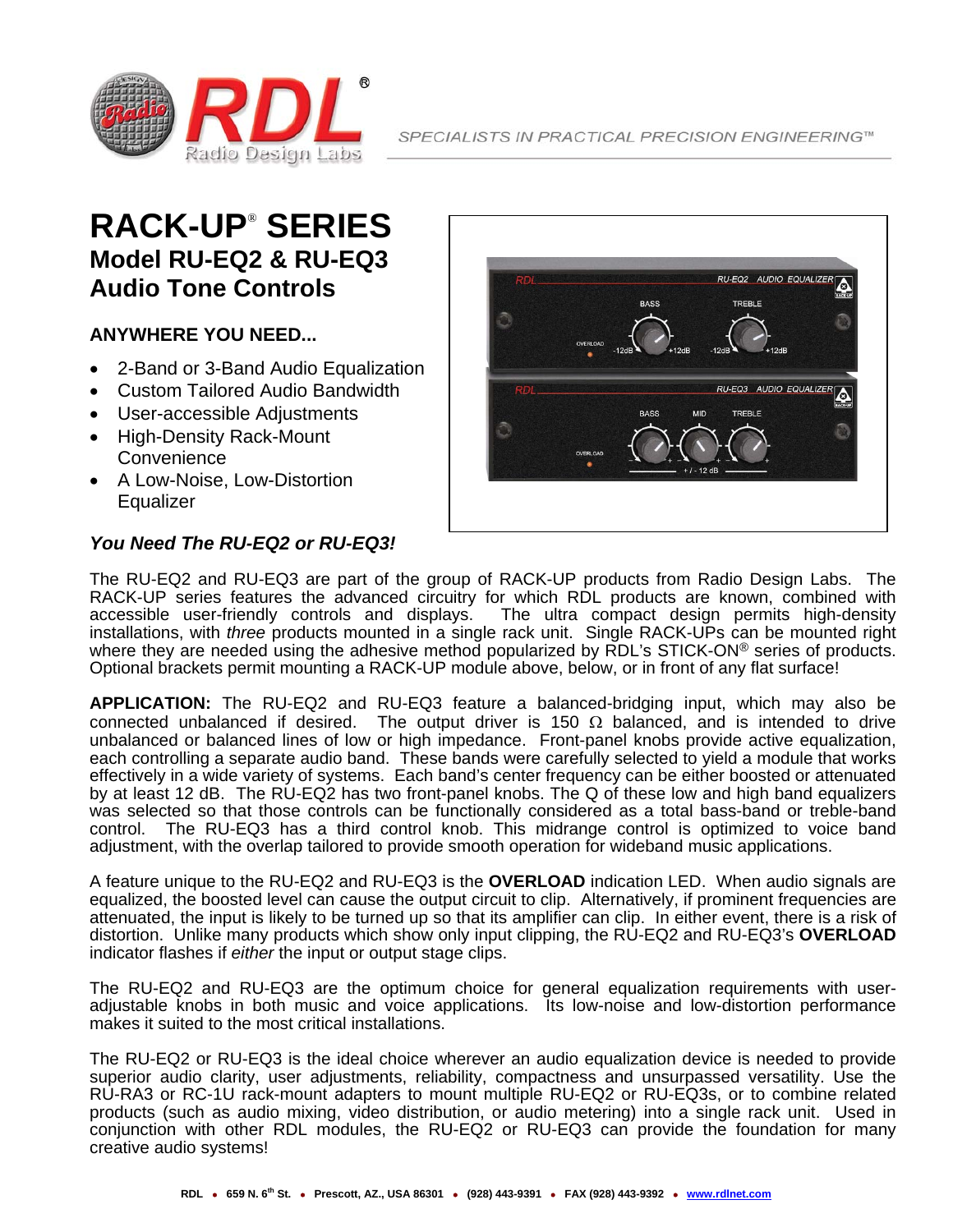SPECIALISTS IN PRACTICAL PRECISION ENGINEERING™

# RACK-UP® SERIES

## Model RU-EQ2 & RU-EQ3
## Audio Tone Controls

### ANYWHERE YOU NEED...

- 2-Band or 3-Band Audio Equalization
- Custom Tailored Audio Bandwidth
- User-accessible Adjustments
- High-Density Rack-Mount Convenience
- A Low-Noise, Low-Distortion Equalizer

***You Need The RU-EQ2 or RU-EQ3!***

The RU-EQ2 and RU-EQ3 are part of the group of RACK-UP products from Radio Design Labs. The RACK-UP series features the advanced circuitry for which RDL products are known, combined with accessible user-friendly controls and displays. The ultra compact design permits high-density installations, with *three* products mounted in a single rack unit. Single RACK-UPs can be mounted right where they are needed using the adhesive method popularized by RDL's STICK-ON® series of products. Optional brackets permit mounting a RACK-UP module above, below, or in front of any flat surface!

**APPLICATION:** The RU-EQ2 and RU-EQ3 feature a balanced-bridging input, which may also be connected unbalanced if desired. The output driver is 150 Ω balanced, and is intended to drive unbalanced or balanced lines of low or high impedance. Front-panel knobs provide active equalization, each controlling a separate audio band. These bands were carefully selected to yield a module that works effectively in a wide variety of systems. Each band's center frequency can be either boosted or attenuated by at least 12 dB. The RU-EQ2 has two front-panel knobs. The Q of these low and high band equalizers was selected so that those controls can be functionally considered as a total bass-band or treble-band control. The RU-EQ3 has a third control knob. This midrange control is optimized to voice band adjustment, with the overlap tailored to provide smooth operation for wideband music applications.

A feature unique to the RU-EQ2 and RU-EQ3 is the **OVERLOAD** indication LED. When audio signals are equalized, the boosted level can cause the output circuit to clip. Alternatively, if prominent frequencies are attenuated, the input is likely to be turned up so that its amplifier can clip. In either event, there is a risk of distortion. Unlike many products which show only input clipping, the RU-EQ2 and RU-EQ3's **OVERLOAD** indicator flashes if *either* the input or output stage clips.

The RU-EQ2 and RU-EQ3 are the optimum choice for general equalization requirements with user-adjustable knobs in both music and voice applications. Its low-noise and low-distortion performance makes it suited to the most critical installations.

The RU-EQ2 or RU-EQ3 is the ideal choice wherever an audio equalization device is needed to provide superior audio clarity, user adjustments, reliability, compactness and unsurpassed versatility. Use the RU-RA3 or RC-1U rack-mount adapters to mount multiple RU-EQ2 or RU-EQ3s, or to combine related products (such as audio mixing, video distribution, or audio metering) into a single rack unit. Used in conjunction with other RDL modules, the RU-EQ2 or RU-EQ3 can provide the foundation for many creative audio systems!

RDL • 659 N. 6th St. • Prescott, AZ., USA 86301 • (928) 443-9391 • FAX (928) 443-9392 • www.rdlnet.com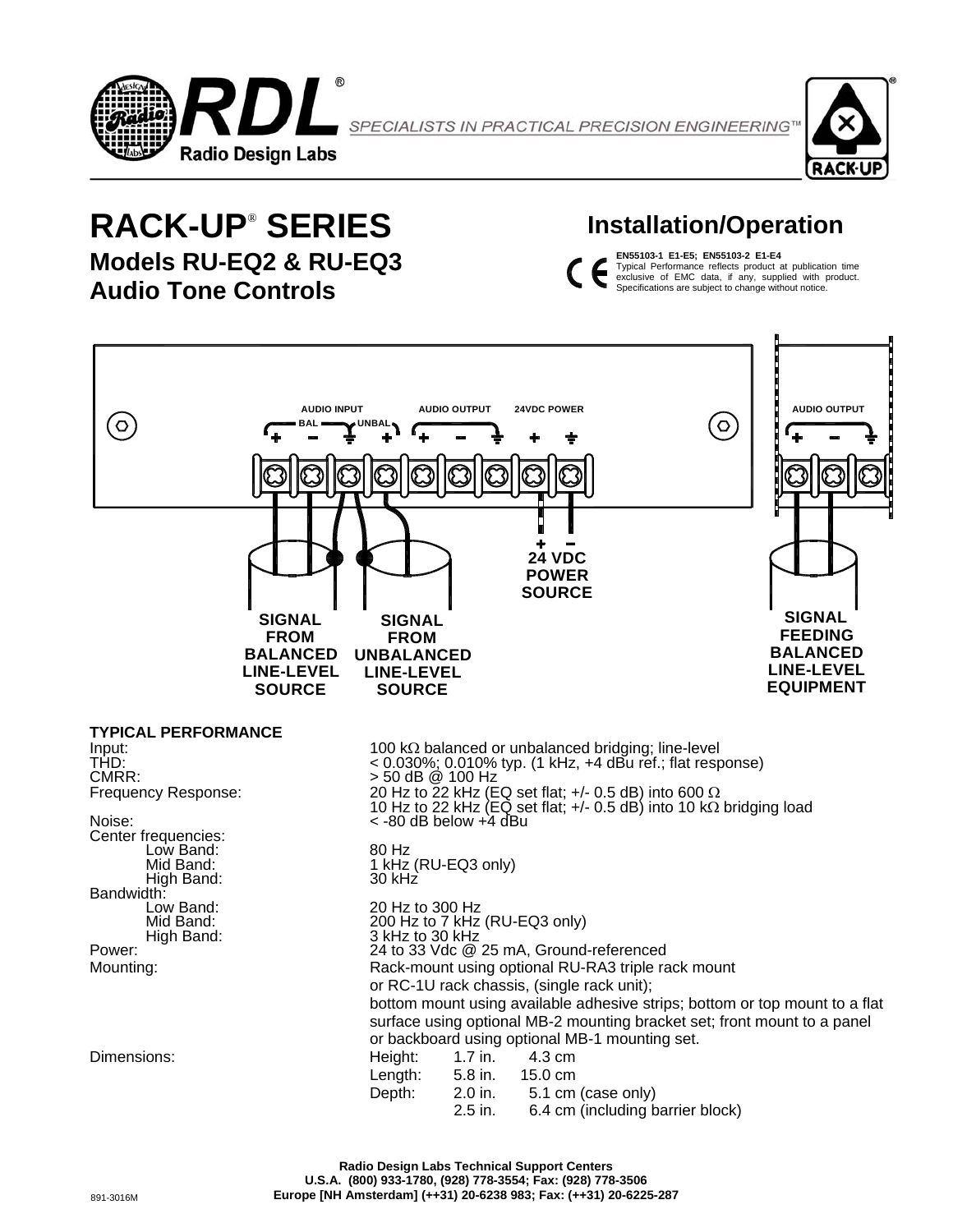RDL® Radio Design Labs — SPECIALISTS IN PRACTICAL PRECISION ENGINEERING™

# RACK-UP® SERIES

## Models RU-EQ2 & RU-EQ3
## Audio Tone Controls

## Installation/Operation

**EN55103-1 E1-E5; EN55103-2 E1-E4**
Typical Performance reflects product at publication time exclusive of EMC data, if any, supplied with product. Specifications are subject to change without notice.

AUDIO INPUT
BAL
UNBAL
AUDIO OUTPUT
24VDC POWER
AUDIO OUTPUT

24 VDC POWER SOURCE
SIGNAL FROM BALANCED LINE-LEVEL SOURCE
SIGNAL FROM UNBALANCED LINE-LEVEL SOURCE
SIGNAL FEEDING BALANCED LINE-LEVEL EQUIPMENT

### TYPICAL PERFORMANCE

| | |
|---|---|
| Input: | 100 kΩ balanced or unbalanced bridging; line-level |
| THD: | < 0.030%; 0.010% typ. (1 kHz, +4 dBu ref.; flat response) |
| CMRR: | > 50 dB @ 100 Hz |
| Frequency Response: | 20 Hz to 22 kHz (EQ set flat; +/- 0.5 dB) into 600 Ω<br>10 Hz to 22 kHz (EQ set flat; +/- 0.5 dB) into 10 kΩ bridging load |
| Noise: | < -80 dB below +4 dBu |
| Center frequencies: | |
| Low Band: | 80 Hz |
| Mid Band: | 1 kHz (RU-EQ3 only) |
| High Band: | 30 kHz |
| Bandwidth: | |
| Low Band: | 20 Hz to 300 Hz |
| Mid Band: | 200 Hz to 7 kHz (RU-EQ3 only) |
| High Band: | 3 kHz to 30 kHz |
| Power: | 24 to 33 Vdc @ 25 mA, Ground-referenced |
| Mounting: | Rack-mount using optional RU-RA3 triple rack mount or RC-1U rack chassis, (single rack unit); bottom mount using available adhesive strips; bottom or top mount to a flat surface using optional MB-2 mounting bracket set; front mount to a panel or backboard using optional MB-1 mounting set. |
| Dimensions: | Height: 1.7 in. 4.3 cm<br>Length: 5.8 in. 15.0 cm<br>Depth: 2.0 in. 5.1 cm (case only)<br>2.5 in. 6.4 cm (including barrier block) |

**Radio Design Labs Technical Support Centers**
**U.S.A. (800) 933-1780, (928) 778-3554; Fax: (928) 778-3506**
**Europe [NH Amsterdam] (++31) 20-6238 983; Fax: (++31) 20-6225-287**

891-3016M